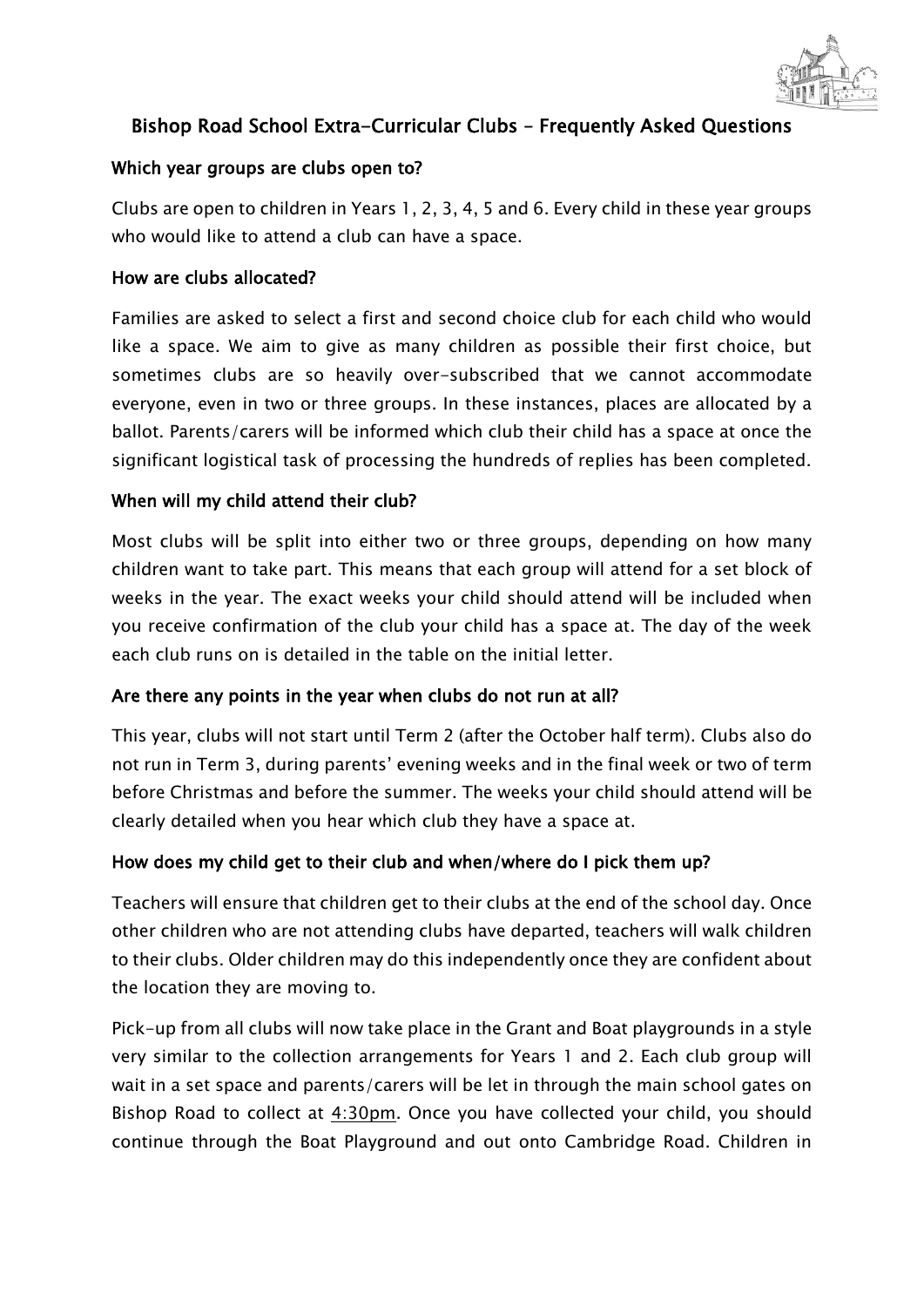# Bishop Road School Extra-Curricular Clubs – Frequently Asked Questions

## Which year groups are clubs open to?

Clubs are open to children in Years 1, 2, 3, 4, 5 and 6. Every child in these year groups who would like to attend a club can have a space.

## How are clubs allocated?

Families are asked to select a first and second choice club for each child who would like a space. We aim to give as many children as possible their first choice, but sometimes clubs are so heavily over-subscribed that we cannot accommodate everyone, even in two or three groups. In these instances, places are allocated by a ballot. Parents/carers will be informed which club their child has a space at once the significant logistical task of processing the hundreds of replies has been completed.

## When will my child attend their club?

Most clubs will be split into either two or three groups, depending on how many children want to take part. This means that each group will attend for a set block of weeks in the year. The exact weeks your child should attend will be included when you receive confirmation of the club your child has a space at. The day of the week each club runs on is detailed in the table on the initial letter.

## Are there any points in the year when clubs do not run at all?

This year, clubs will not start until Term 2 (after the October half term). Clubs also do not run in Term 3, during parents' evening weeks and in the final week or two of term before Christmas and before the summer. The weeks your child should attend will be clearly detailed when you hear which club they have a space at.

## How does my child get to their club and when/where do I pick them up?

Teachers will ensure that children get to their clubs at the end of the school day. Once other children who are not attending clubs have departed, teachers will walk children to their clubs. Older children may do this independently once they are confident about the location they are moving to.

Pick-up from all clubs will now take place in the Grant and Boat playgrounds in a style very similar to the collection arrangements for Years 1 and 2. Each club group will wait in a set space and parents/carers will be let in through the main school gates on Bishop Road to collect at 4:30pm. Once you have collected your child, you should continue through the Boat Playground and out onto Cambridge Road. Children in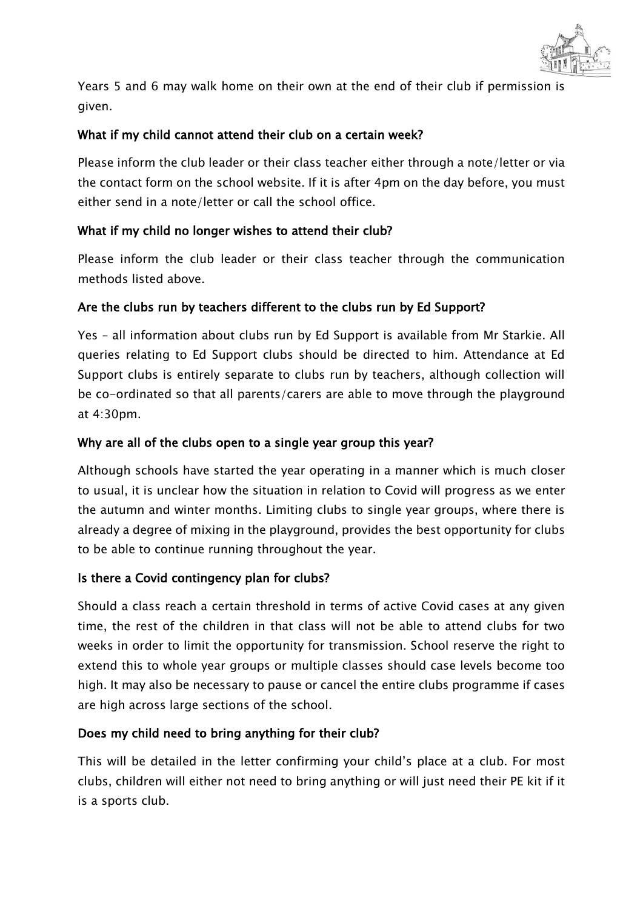Years 5 and 6 may walk home on their own at the end of their club if permission is given.

### What if my child cannot attend their club on a certain week?

Please inform the club leader or their class teacher either through a note/letter or via the contact form on the school website. If it is after 4pm on the day before, you must either send in a note/letter or call the school office.

### What if my child no longer wishes to attend their club?

Please inform the club leader or their class teacher through the communication methods listed above.

### Are the clubs run by teachers different to the clubs run by Ed Support?

Yes – all information about clubs run by Ed Support is available from Mr Starkie. All queries relating to Ed Support clubs should be directed to him. Attendance at Ed Support clubs is entirely separate to clubs run by teachers, although collection will be co-ordinated so that all parents/carers are able to move through the playground at 4:30pm.

### Why are all of the clubs open to a single year group this year?

Although schools have started the year operating in a manner which is much closer to usual, it is unclear how the situation in relation to Covid will progress as we enter the autumn and winter months. Limiting clubs to single year groups, where there is already a degree of mixing in the playground, provides the best opportunity for clubs to be able to continue running throughout the year.

### Is there a Covid contingency plan for clubs?

Should a class reach a certain threshold in terms of active Covid cases at any given time, the rest of the children in that class will not be able to attend clubs for two weeks in order to limit the opportunity for transmission. School reserve the right to extend this to whole year groups or multiple classes should case levels become too high. It may also be necessary to pause or cancel the entire clubs programme if cases are high across large sections of the school.

### Does my child need to bring anything for their club?

This will be detailed in the letter confirming your child's place at a club. For most clubs, children will either not need to bring anything or will just need their PE kit if it is a sports club.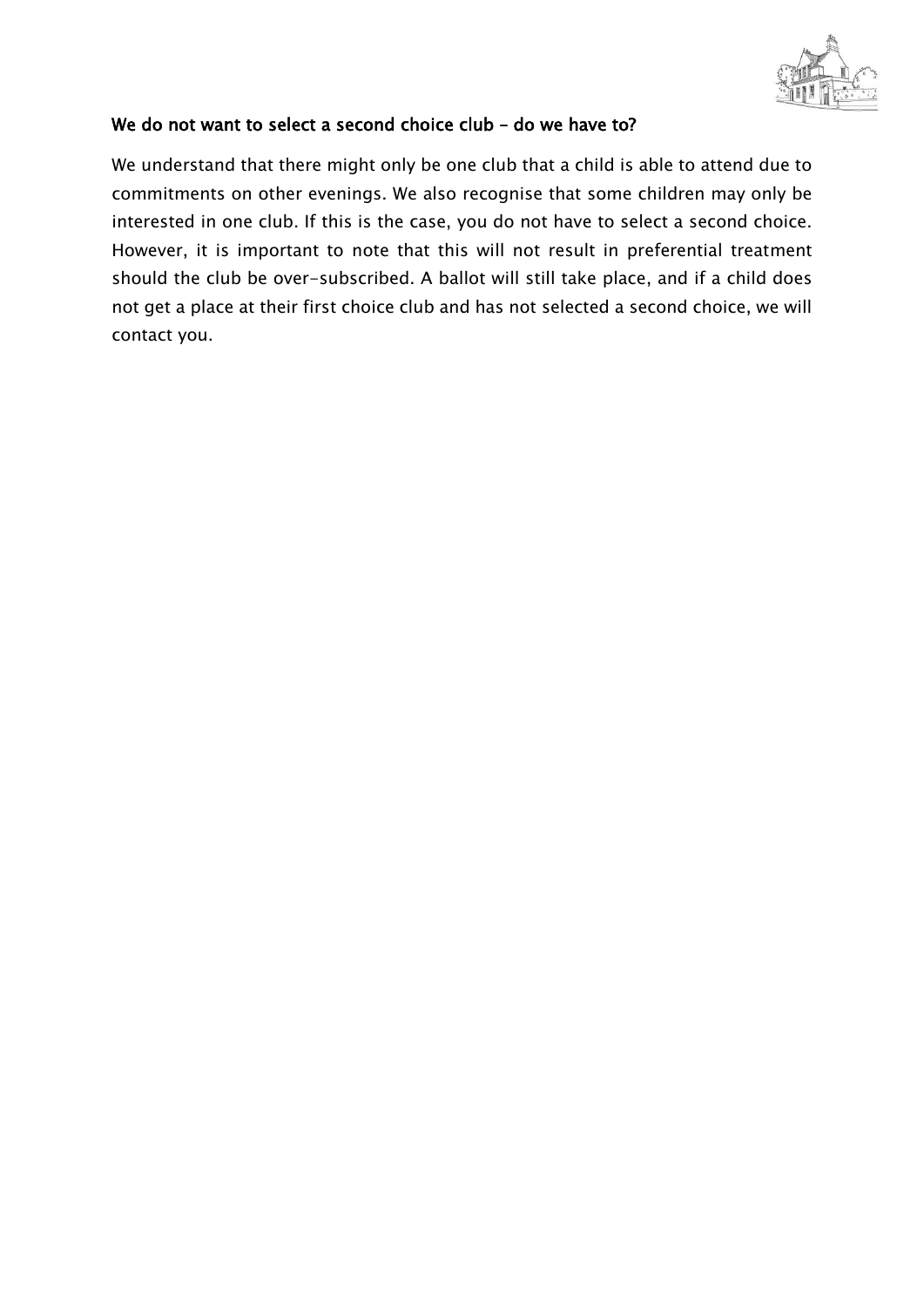**We do not want to select a second choice club – do we have to?**

We understand that there might only be one club that a child is able to attend due to commitments on other evenings. We also recognise that some children may only be interested in one club. If this is the case, you do not have to select a second choice. However, it is important to note that this will not result in preferential treatment should the club be over-subscribed. A ballot will still take place, and if a child does not get a place at their first choice club and has not selected a second choice, we will contact you.